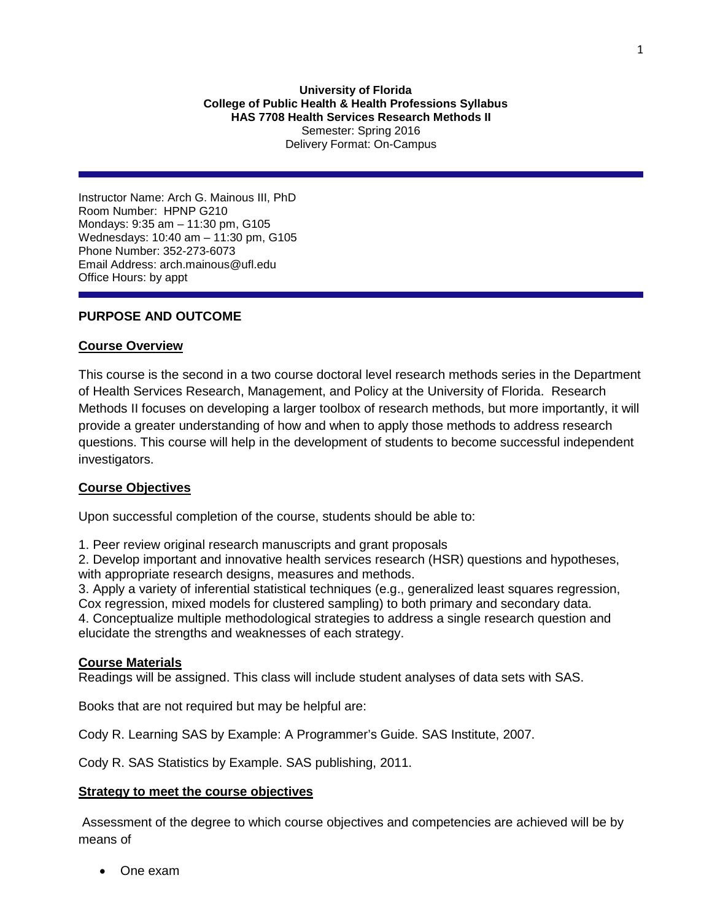**University of Florida**
**College of Public Health & Health Professions Syllabus**
**HAS 7708 Health Services Research Methods II**
Semester: Spring 2016
Delivery Format: On-Campus

---

Instructor Name: Arch G. Mainous III, PhD
Room Number: HPNP G210
Mondays: 9:35 am – 11:30 pm, G105
Wednesdays: 10:40 am – 11:30 pm, G105
Phone Number: 352-273-6073
Email Address: arch.mainous@ufl.edu
Office Hours: by appt

---

## PURPOSE AND OUTCOME

### Course Overview

This course is the second in a two course doctoral level research methods series in the Department of Health Services Research, Management, and Policy at the University of Florida. Research Methods II focuses on developing a larger toolbox of research methods, but more importantly, it will provide a greater understanding of how and when to apply those methods to address research questions. This course will help in the development of students to become successful independent investigators.

### Course Objectives

Upon successful completion of the course, students should be able to:

1. Peer review original research manuscripts and grant proposals
2. Develop important and innovative health services research (HSR) questions and hypotheses, with appropriate research designs, measures and methods.
3. Apply a variety of inferential statistical techniques (e.g., generalized least squares regression, Cox regression, mixed models for clustered sampling) to both primary and secondary data.
4. Conceptualize multiple methodological strategies to address a single research question and elucidate the strengths and weaknesses of each strategy.

### Course Materials

Readings will be assigned. This class will include student analyses of data sets with SAS.

Books that are not required but may be helpful are:

Cody R. Learning SAS by Example: A Programmer's Guide. SAS Institute, 2007.

Cody R. SAS Statistics by Example. SAS publishing, 2011.

### Strategy to meet the course objectives

Assessment of the degree to which course objectives and competencies are achieved will be by means of

- One exam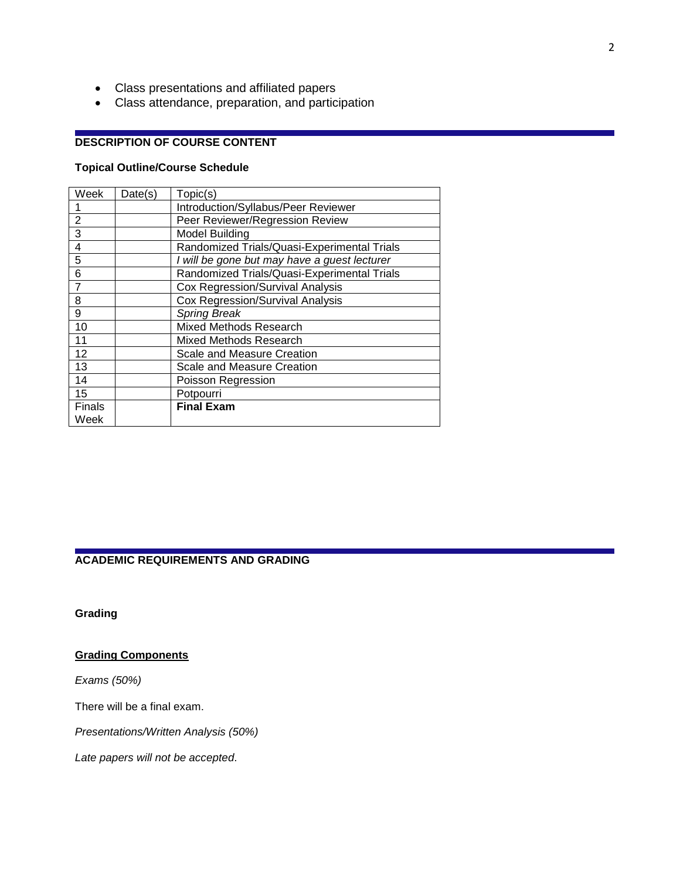- Class presentations and affiliated papers
- Class attendance, preparation, and participation

## DESCRIPTION OF COURSE CONTENT

### Topical Outline/Course Schedule

| Week | Date(s) | Topic(s) |
|---|---|---|
| 1 | | Introduction/Syllabus/Peer Reviewer |
| 2 | | Peer Reviewer/Regression Review |
| 3 | | Model Building |
| 4 | | Randomized Trials/Quasi-Experimental Trials |
| 5 | | *I will be gone but may have a guest lecturer* |
| 6 | | Randomized Trials/Quasi-Experimental Trials |
| 7 | | Cox Regression/Survival Analysis |
| 8 | | Cox Regression/Survival Analysis |
| 9 | | *Spring Break* |
| 10 | | Mixed Methods Research |
| 11 | | Mixed Methods Research |
| 12 | | Scale and Measure Creation |
| 13 | | Scale and Measure Creation |
| 14 | | Poisson Regression |
| 15 | | Potpourri |
| Finals Week | | **Final Exam** |

## ACADEMIC REQUIREMENTS AND GRADING

### Grading

**<u>Grading Components</u>**

*Exams (50%)*

There will be a final exam.

*Presentations/Written Analysis (50%)*

*Late papers will not be accepted*.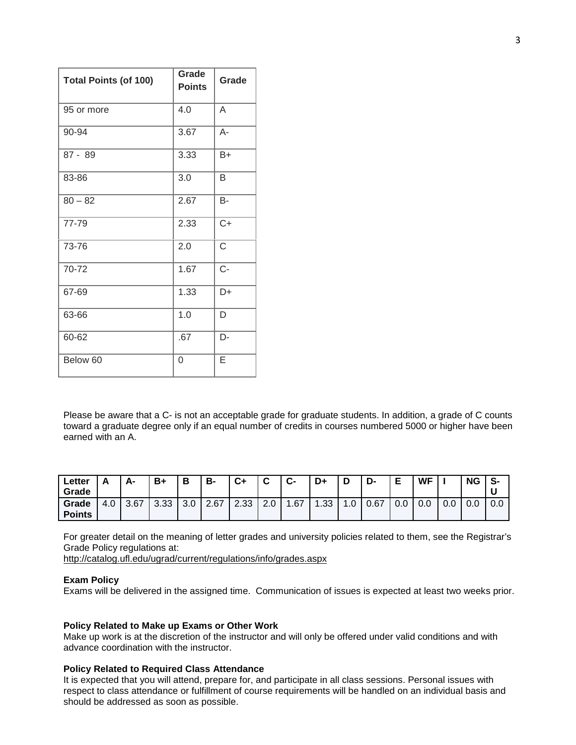| Total Points (of 100) | Grade Points | Grade |
|---|---|---|
| 95 or more | 4.0 | A |
| 90-94 | 3.67 | A- |
| 87 - 89 | 3.33 | B+ |
| 83-86 | 3.0 | B |
| 80 – 82 | 2.67 | B- |
| 77-79 | 2.33 | C+ |
| 73-76 | 2.0 | C |
| 70-72 | 1.67 | C- |
| 67-69 | 1.33 | D+ |
| 63-66 | 1.0 | D |
| 60-62 | .67 | D- |
| Below 60 | 0 | E |

Please be aware that a C- is not an acceptable grade for graduate students. In addition, a grade of C counts toward a graduate degree only if an equal number of credits in courses numbered 5000 or higher have been earned with an A.

| Letter Grade | A | A- | B+ | B | B- | C+ | C | C- | D+ | D | D- | E | WF | I | NG | S-U |
|---|---|---|---|---|---|---|---|---|---|---|---|---|---|---|---|---|
| Grade Points | 4.0 | 3.67 | 3.33 | 3.0 | 2.67 | 2.33 | 2.0 | 1.67 | 1.33 | 1.0 | 0.67 | 0.0 | 0.0 | 0.0 | 0.0 | 0.0 |

For greater detail on the meaning of letter grades and university policies related to them, see the Registrar's Grade Policy regulations at:
http://catalog.ufl.edu/ugrad/current/regulations/info/grades.aspx

**Exam Policy**
Exams will be delivered in the assigned time. Communication of issues is expected at least two weeks prior.

**Policy Related to Make up Exams or Other Work**
Make up work is at the discretion of the instructor and will only be offered under valid conditions and with advance coordination with the instructor.

**Policy Related to Required Class Attendance**
It is expected that you will attend, prepare for, and participate in all class sessions. Personal issues with respect to class attendance or fulfillment of course requirements will be handled on an individual basis and should be addressed as soon as possible.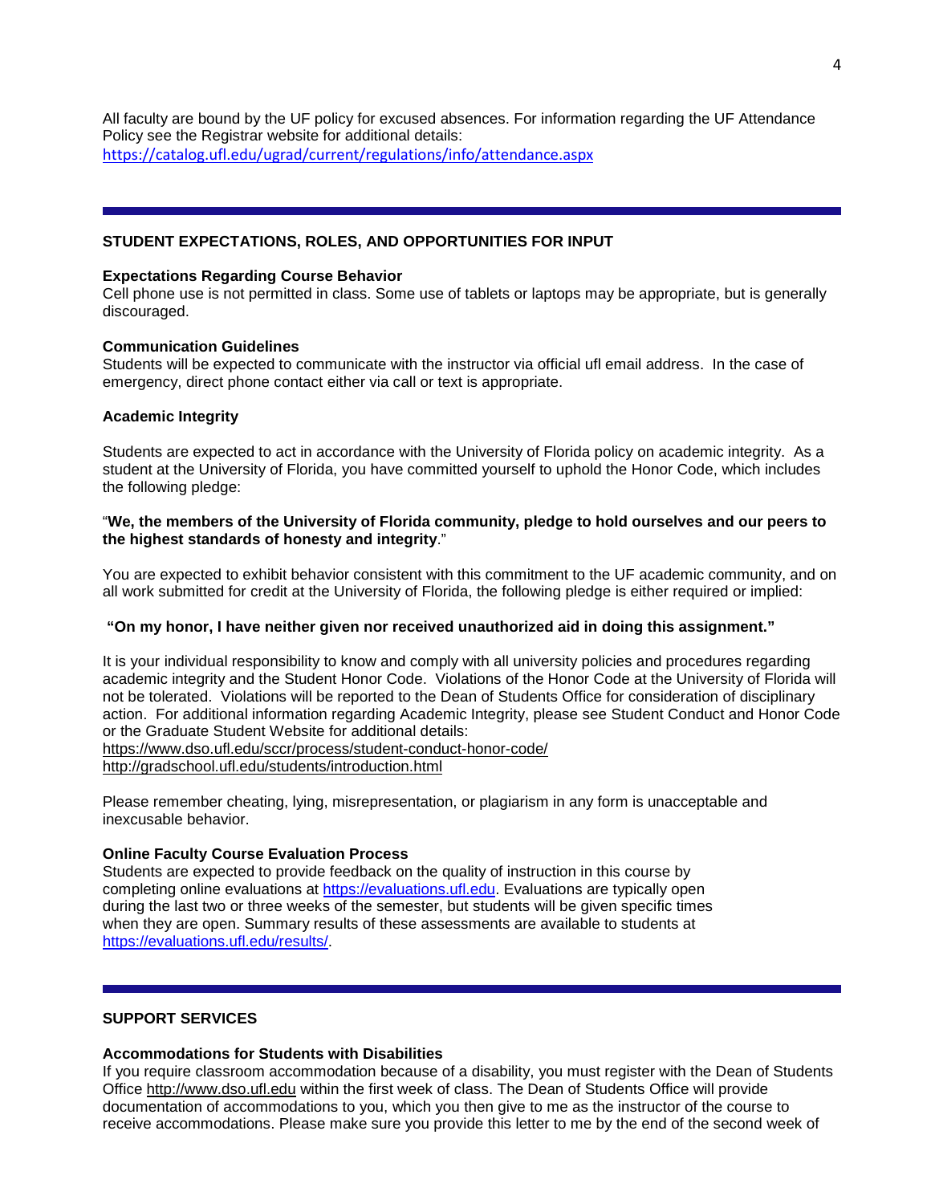All faculty are bound by the UF policy for excused absences. For information regarding the UF Attendance Policy see the Registrar website for additional details:
https://catalog.ufl.edu/ugrad/current/regulations/info/attendance.aspx

---

## STUDENT EXPECTATIONS, ROLES, AND OPPORTUNITIES FOR INPUT

### Expectations Regarding Course Behavior

Cell phone use is not permitted in class. Some use of tablets or laptops may be appropriate, but is generally discouraged.

### Communication Guidelines

Students will be expected to communicate with the instructor via official ufl email address. In the case of emergency, direct phone contact either via call or text is appropriate.

### Academic Integrity

Students are expected to act in accordance with the University of Florida policy on academic integrity. As a student at the University of Florida, you have committed yourself to uphold the Honor Code, which includes the following pledge:

"**We, the members of the University of Florida community, pledge to hold ourselves and our peers to the highest standards of honesty and integrity**."

You are expected to exhibit behavior consistent with this commitment to the UF academic community, and on all work submitted for credit at the University of Florida, the following pledge is either required or implied:

**"On my honor, I have neither given nor received unauthorized aid in doing this assignment."**

It is your individual responsibility to know and comply with all university policies and procedures regarding academic integrity and the Student Honor Code. Violations of the Honor Code at the University of Florida will not be tolerated. Violations will be reported to the Dean of Students Office for consideration of disciplinary action. For additional information regarding Academic Integrity, please see Student Conduct and Honor Code or the Graduate Student Website for additional details:
https://www.dso.ufl.edu/sccr/process/student-conduct-honor-code/
http://gradschool.ufl.edu/students/introduction.html

Please remember cheating, lying, misrepresentation, or plagiarism in any form is unacceptable and inexcusable behavior.

### Online Faculty Course Evaluation Process

Students are expected to provide feedback on the quality of instruction in this course by completing online evaluations at https://evaluations.ufl.edu. Evaluations are typically open during the last two or three weeks of the semester, but students will be given specific times when they are open. Summary results of these assessments are available to students at https://evaluations.ufl.edu/results/.

---

## SUPPORT SERVICES

### Accommodations for Students with Disabilities

If you require classroom accommodation because of a disability, you must register with the Dean of Students Office http://www.dso.ufl.edu within the first week of class. The Dean of Students Office will provide documentation of accommodations to you, which you then give to me as the instructor of the course to receive accommodations. Please make sure you provide this letter to me by the end of the second week of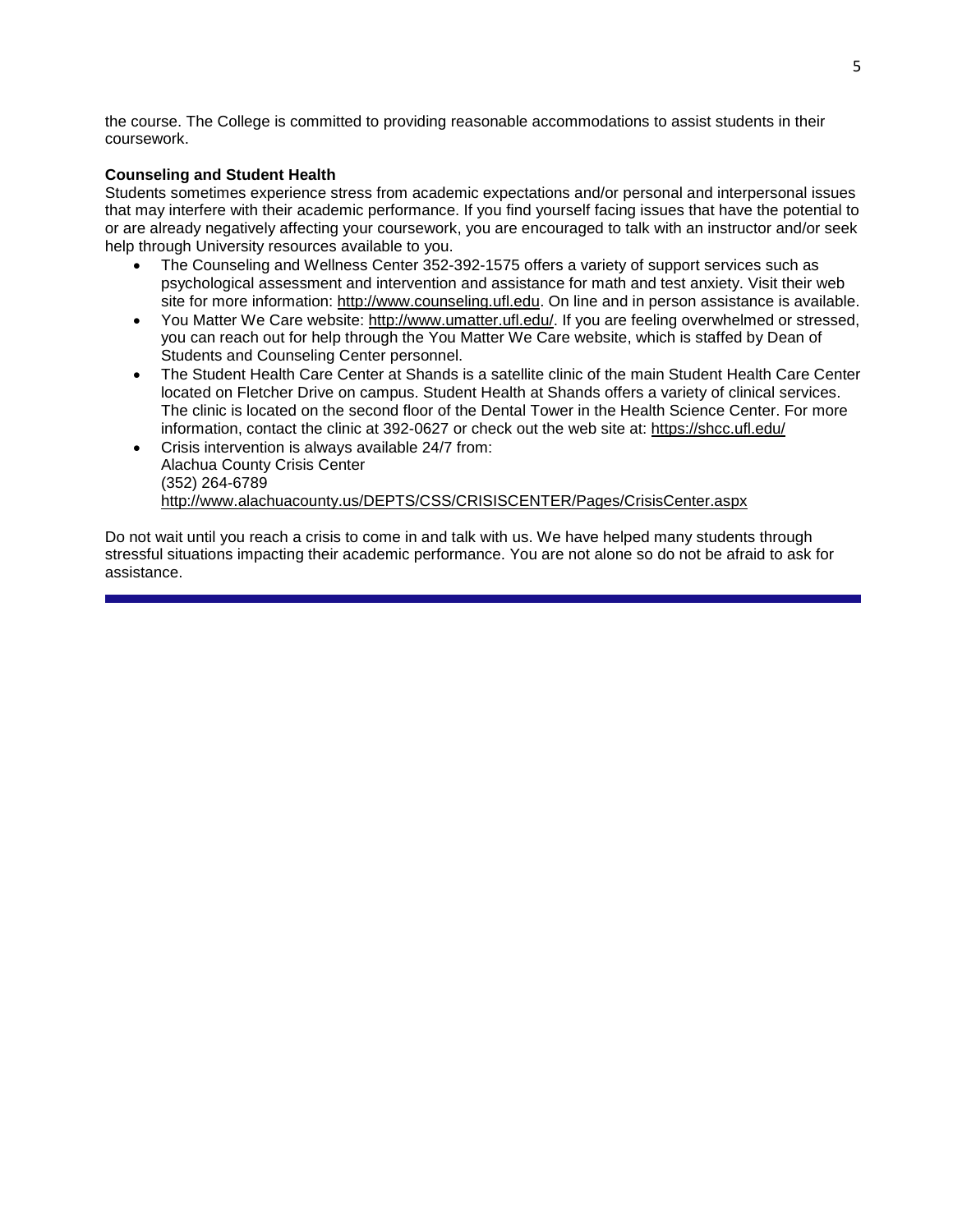the course. The College is committed to providing reasonable accommodations to assist students in their coursework.

**Counseling and Student Health**

Students sometimes experience stress from academic expectations and/or personal and interpersonal issues that may interfere with their academic performance. If you find yourself facing issues that have the potential to or are already negatively affecting your coursework, you are encouraged to talk with an instructor and/or seek help through University resources available to you.

- The Counseling and Wellness Center 352-392-1575 offers a variety of support services such as psychological assessment and intervention and assistance for math and test anxiety. Visit their web site for more information: http://www.counseling.ufl.edu. On line and in person assistance is available.
- You Matter We Care website: http://www.umatter.ufl.edu/. If you are feeling overwhelmed or stressed, you can reach out for help through the You Matter We Care website, which is staffed by Dean of Students and Counseling Center personnel.
- The Student Health Care Center at Shands is a satellite clinic of the main Student Health Care Center located on Fletcher Drive on campus. Student Health at Shands offers a variety of clinical services. The clinic is located on the second floor of the Dental Tower in the Health Science Center. For more information, contact the clinic at 392-0627 or check out the web site at: https://shcc.ufl.edu/
- Crisis intervention is always available 24/7 from:
  Alachua County Crisis Center
  (352) 264-6789
  http://www.alachuacounty.us/DEPTS/CSS/CRISISCENTER/Pages/CrisisCenter.aspx

Do not wait until you reach a crisis to come in and talk with us. We have helped many students through stressful situations impacting their academic performance. You are not alone so do not be afraid to ask for assistance.